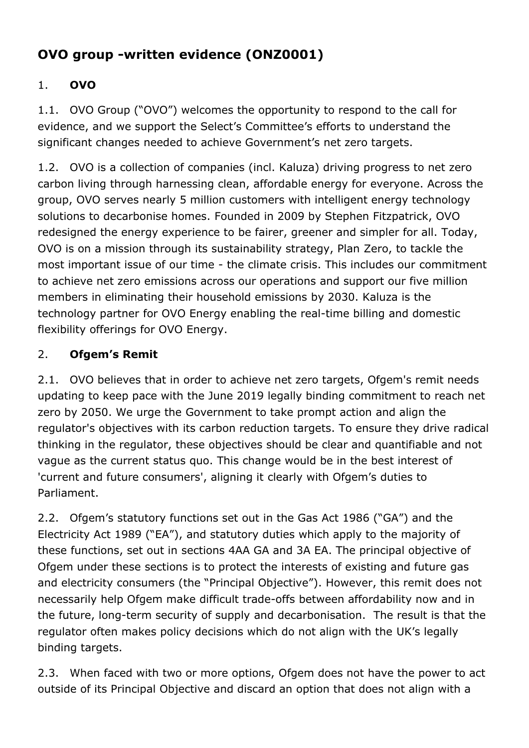# OVO group -written evidence (ONZ0001)

## 1. OVO

1.1. OVO Group ("OVO") welcomes the opportunity to respond to the call for evidence, and we support the Select's Committee's efforts to understand the significant changes needed to achieve Government's net zero targets.

1.2. OVO is a collection of companies (incl. Kaluza) driving progress to net zero carbon living through harnessing clean, affordable energy for everyone. Across the group, OVO serves nearly 5 million customers with intelligent energy technology solutions to decarbonise homes. Founded in 2009 by Stephen Fitzpatrick, OVO redesigned the energy experience to be fairer, greener and simpler for all. Today, OVO is on a mission through its sustainability strategy, Plan Zero, to tackle the most important issue of our time - the climate crisis. This includes our commitment to achieve net zero emissions across our operations and support our five million members in eliminating their household emissions by 2030. Kaluza is the technology partner for OVO Energy enabling the real-time billing and domestic flexibility offerings for OVO Energy.

## 2. Ofgem's Remit

2.1. OVO believes that in order to achieve net zero targets, Ofgem's remit needs updating to keep pace with the June 2019 legally binding commitment to reach net zero by 2050. We urge the Government to take prompt action and align the regulator's objectives with its carbon reduction targets. To ensure they drive radical thinking in the regulator, these objectives should be clear and quantifiable and not vague as the current status quo. This change would be in the best interest of 'current and future consumers', aligning it clearly with Ofgem's duties to Parliament.

2.2. Ofgem's statutory functions set out in the Gas Act 1986 ("GA") and the Electricity Act 1989 ("EA"), and statutory duties which apply to the majority of these functions, set out in sections 4AA GA and 3A EA. The principal objective of Ofgem under these sections is to protect the interests of existing and future gas and electricity consumers (the "Principal Objective"). However, this remit does not necessarily help Ofgem make difficult trade-offs between affordability now and in the future, long-term security of supply and decarbonisation. The result is that the regulator often makes policy decisions which do not align with the UK's legally binding targets.

2.3. When faced with two or more options, Ofgem does not have the power to act outside of its Principal Objective and discard an option that does not align with a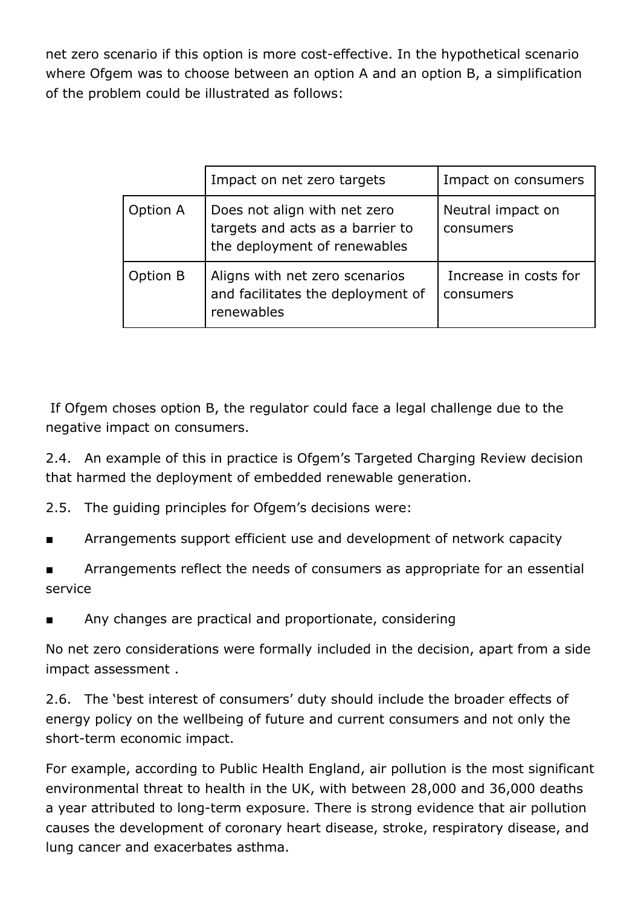net zero scenario if this option is more cost-effective. In the hypothetical scenario where Ofgem was to choose between an option A and an option B, a simplification of the problem could be illustrated as follows:

| | Impact on net zero targets | Impact on consumers |
|---|---|---|
| Option A | Does not align with net zero targets and acts as a barrier to the deployment of renewables | Neutral impact on consumers |
| Option B | Aligns with net zero scenarios and facilitates the deployment of renewables | Increase in costs for consumers |

If Ofgem choses option B, the regulator could face a legal challenge due to the negative impact on consumers.

2.4. An example of this in practice is Ofgem's Targeted Charging Review decision that harmed the deployment of embedded renewable generation.

2.5. The guiding principles for Ofgem's decisions were:

- Arrangements support efficient use and development of network capacity
- Arrangements reflect the needs of consumers as appropriate for an essential service
- Any changes are practical and proportionate, considering

No net zero considerations were formally included in the decision, apart from a side impact assessment .

2.6. The 'best interest of consumers' duty should include the broader effects of energy policy on the wellbeing of future and current consumers and not only the short-term economic impact.

For example, according to Public Health England, air pollution is the most significant environmental threat to health in the UK, with between 28,000 and 36,000 deaths a year attributed to long-term exposure. There is strong evidence that air pollution causes the development of coronary heart disease, stroke, respiratory disease, and lung cancer and exacerbates asthma.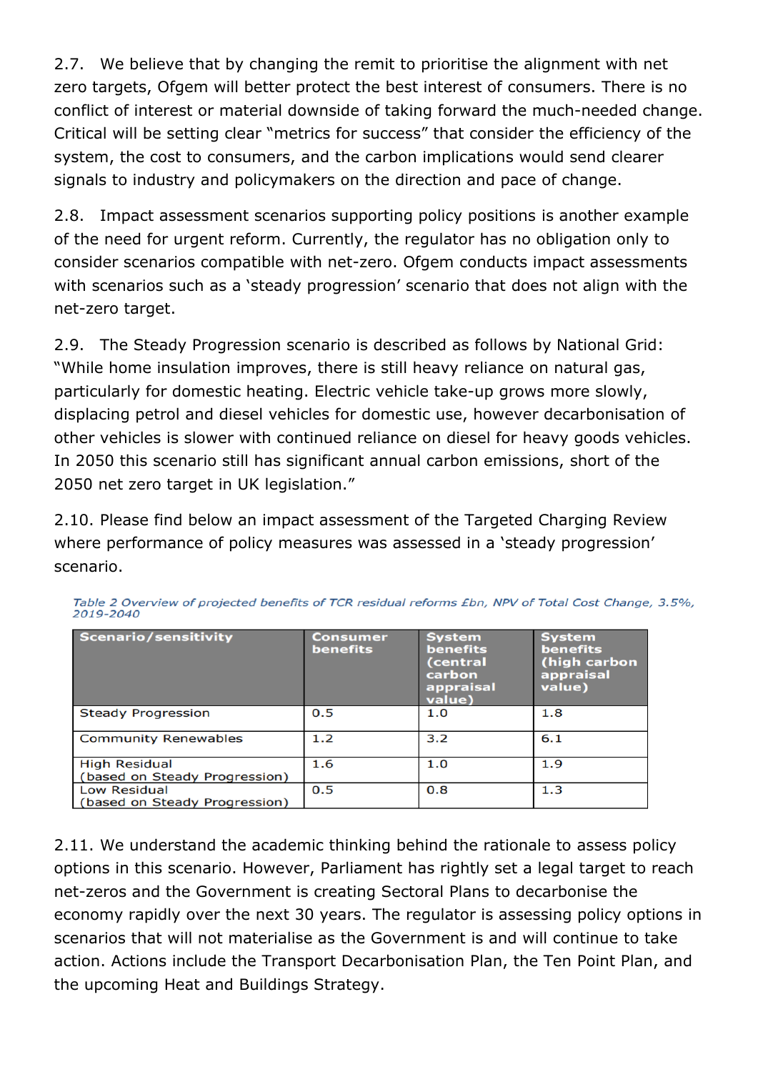2.7. We believe that by changing the remit to prioritise the alignment with net zero targets, Ofgem will better protect the best interest of consumers. There is no conflict of interest or material downside of taking forward the much-needed change. Critical will be setting clear "metrics for success" that consider the efficiency of the system, the cost to consumers, and the carbon implications would send clearer signals to industry and policymakers on the direction and pace of change.

2.8. Impact assessment scenarios supporting policy positions is another example of the need for urgent reform. Currently, the regulator has no obligation only to consider scenarios compatible with net-zero. Ofgem conducts impact assessments with scenarios such as a 'steady progression' scenario that does not align with the net-zero target.

2.9. The Steady Progression scenario is described as follows by National Grid: "While home insulation improves, there is still heavy reliance on natural gas, particularly for domestic heating. Electric vehicle take-up grows more slowly, displacing petrol and diesel vehicles for domestic use, however decarbonisation of other vehicles is slower with continued reliance on diesel for heavy goods vehicles. In 2050 this scenario still has significant annual carbon emissions, short of the 2050 net zero target in UK legislation."

2.10. Please find below an impact assessment of the Targeted Charging Review where performance of policy measures was assessed in a 'steady progression' scenario.

*Table 2 Overview of projected benefits of TCR residual reforms £bn, NPV of Total Cost Change, 3.5%, 2019-2040*

| Scenario/sensitivity | Consumer benefits | System benefits (central carbon appraisal value) | System benefits (high carbon appraisal value) |
|---|---|---|---|
| Steady Progression | 0.5 | 1.0 | 1.8 |
| Community Renewables | 1.2 | 3.2 | 6.1 |
| High Residual (based on Steady Progression) | 1.6 | 1.0 | 1.9 |
| Low Residual (based on Steady Progression) | 0.5 | 0.8 | 1.3 |

2.11. We understand the academic thinking behind the rationale to assess policy options in this scenario. However, Parliament has rightly set a legal target to reach net-zeros and the Government is creating Sectoral Plans to decarbonise the economy rapidly over the next 30 years. The regulator is assessing policy options in scenarios that will not materialise as the Government is and will continue to take action. Actions include the Transport Decarbonisation Plan, the Ten Point Plan, and the upcoming Heat and Buildings Strategy.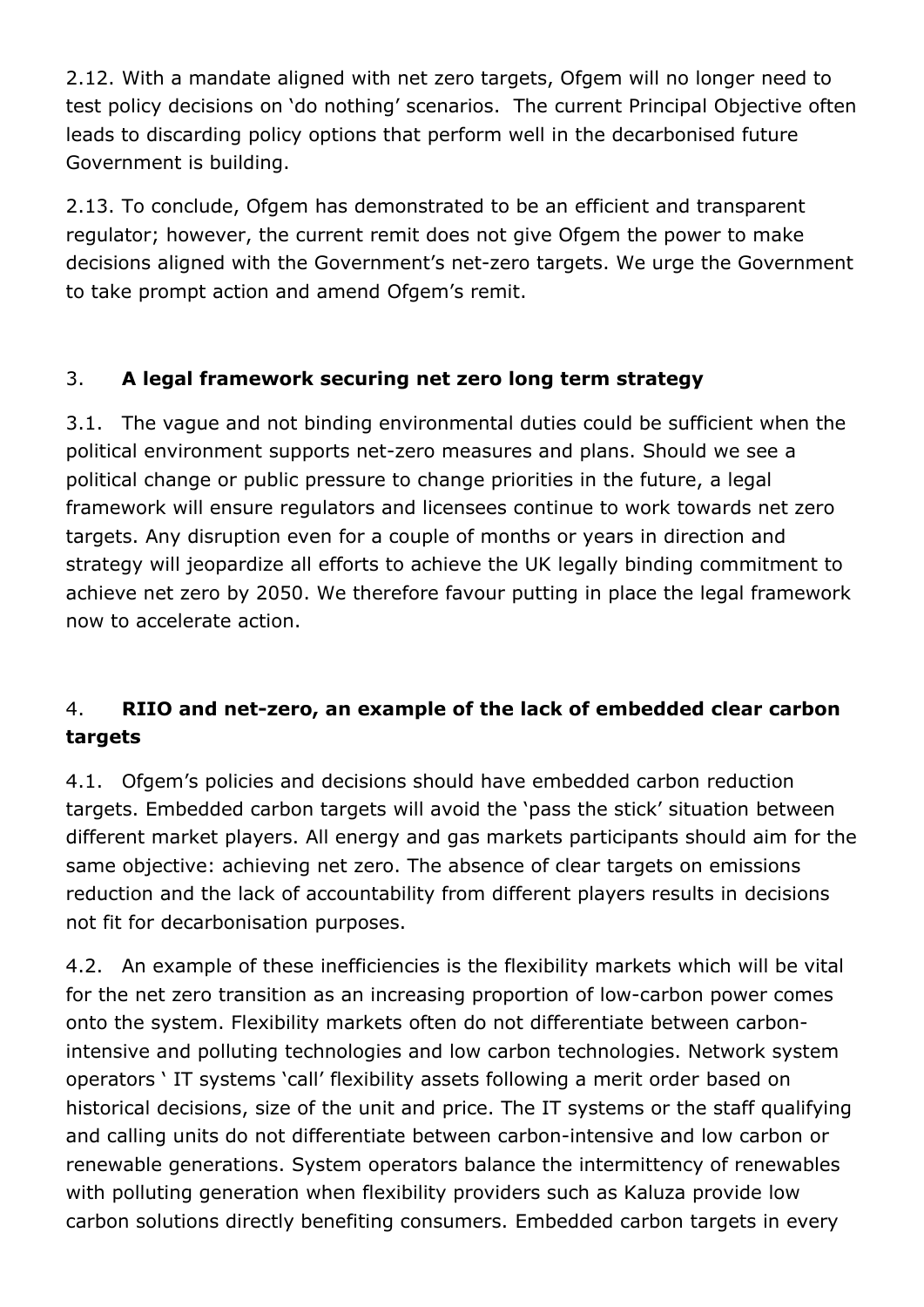2.12. With a mandate aligned with net zero targets, Ofgem will no longer need to test policy decisions on 'do nothing' scenarios. The current Principal Objective often leads to discarding policy options that perform well in the decarbonised future Government is building.

2.13. To conclude, Ofgem has demonstrated to be an efficient and transparent regulator; however, the current remit does not give Ofgem the power to make decisions aligned with the Government's net-zero targets. We urge the Government to take prompt action and amend Ofgem's remit.

## 3. **A legal framework securing net zero long term strategy**

3.1. The vague and not binding environmental duties could be sufficient when the political environment supports net-zero measures and plans. Should we see a political change or public pressure to change priorities in the future, a legal framework will ensure regulators and licensees continue to work towards net zero targets. Any disruption even for a couple of months or years in direction and strategy will jeopardize all efforts to achieve the UK legally binding commitment to achieve net zero by 2050. We therefore favour putting in place the legal framework now to accelerate action.

## 4. **RIIO and net-zero, an example of the lack of embedded clear carbon targets**

4.1. Ofgem's policies and decisions should have embedded carbon reduction targets. Embedded carbon targets will avoid the 'pass the stick' situation between different market players. All energy and gas markets participants should aim for the same objective: achieving net zero. The absence of clear targets on emissions reduction and the lack of accountability from different players results in decisions not fit for decarbonisation purposes.

4.2. An example of these inefficiencies is the flexibility markets which will be vital for the net zero transition as an increasing proportion of low-carbon power comes onto the system. Flexibility markets often do not differentiate between carbon-intensive and polluting technologies and low carbon technologies. Network system operators ' IT systems 'call' flexibility assets following a merit order based on historical decisions, size of the unit and price. The IT systems or the staff qualifying and calling units do not differentiate between carbon-intensive and low carbon or renewable generations. System operators balance the intermittency of renewables with polluting generation when flexibility providers such as Kaluza provide low carbon solutions directly benefiting consumers. Embedded carbon targets in every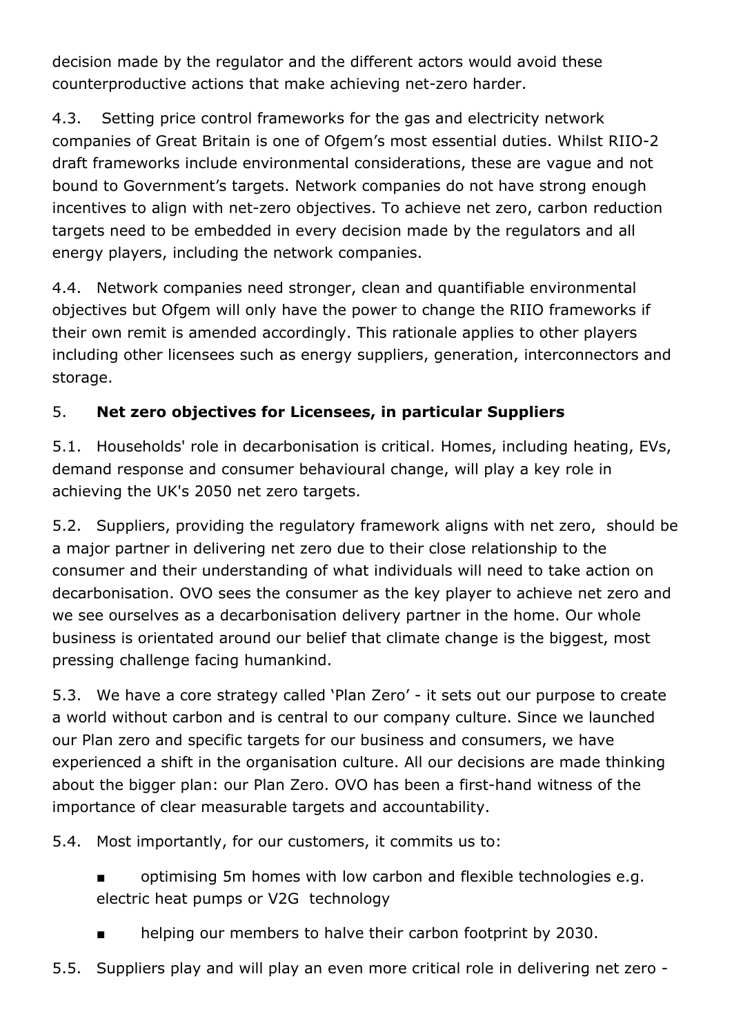decision made by the regulator and the different actors would avoid these counterproductive actions that make achieving net-zero harder.

4.3. Setting price control frameworks for the gas and electricity network companies of Great Britain is one of Ofgem's most essential duties. Whilst RIIO-2 draft frameworks include environmental considerations, these are vague and not bound to Government's targets. Network companies do not have strong enough incentives to align with net-zero objectives. To achieve net zero, carbon reduction targets need to be embedded in every decision made by the regulators and all energy players, including the network companies.

4.4. Network companies need stronger, clean and quantifiable environmental objectives but Ofgem will only have the power to change the RIIO frameworks if their own remit is amended accordingly. This rationale applies to other players including other licensees such as energy suppliers, generation, interconnectors and storage.

## 5. **Net zero objectives for Licensees, in particular Suppliers**

5.1. Households' role in decarbonisation is critical. Homes, including heating, EVs, demand response and consumer behavioural change, will play a key role in achieving the UK's 2050 net zero targets.

5.2. Suppliers, providing the regulatory framework aligns with net zero, should be a major partner in delivering net zero due to their close relationship to the consumer and their understanding of what individuals will need to take action on decarbonisation. OVO sees the consumer as the key player to achieve net zero and we see ourselves as a decarbonisation delivery partner in the home. Our whole business is orientated around our belief that climate change is the biggest, most pressing challenge facing humankind.

5.3. We have a core strategy called 'Plan Zero' - it sets out our purpose to create a world without carbon and is central to our company culture. Since we launched our Plan zero and specific targets for our business and consumers, we have experienced a shift in the organisation culture. All our decisions are made thinking about the bigger plan: our Plan Zero. OVO has been a first-hand witness of the importance of clear measurable targets and accountability.

5.4. Most importantly, for our customers, it commits us to:

- optimising 5m homes with low carbon and flexible technologies e.g. electric heat pumps or V2G technology
- helping our members to halve their carbon footprint by 2030.

5.5. Suppliers play and will play an even more critical role in delivering net zero -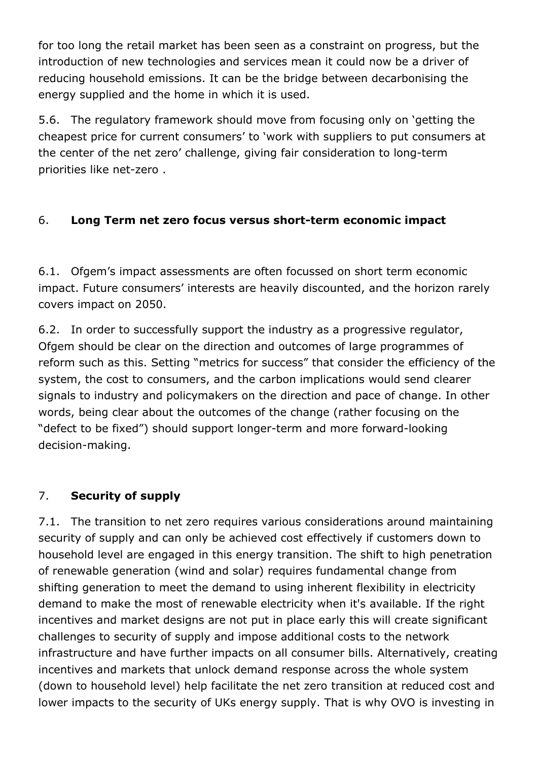for too long the retail market has been seen as a constraint on progress, but the introduction of new technologies and services mean it could now be a driver of reducing household emissions. It can be the bridge between decarbonising the energy supplied and the home in which it is used.

5.6. The regulatory framework should move from focusing only on 'getting the cheapest price for current consumers' to 'work with suppliers to put consumers at the center of the net zero' challenge, giving fair consideration to long-term priorities like net-zero .

## 6. **Long Term net zero focus versus short-term economic impact**

6.1. Ofgem's impact assessments are often focussed on short term economic impact. Future consumers' interests are heavily discounted, and the horizon rarely covers impact on 2050.

6.2. In order to successfully support the industry as a progressive regulator, Ofgem should be clear on the direction and outcomes of large programmes of reform such as this. Setting "metrics for success" that consider the efficiency of the system, the cost to consumers, and the carbon implications would send clearer signals to industry and policymakers on the direction and pace of change. In other words, being clear about the outcomes of the change (rather focusing on the "defect to be fixed") should support longer-term and more forward-looking decision-making.

## 7. **Security of supply**

7.1. The transition to net zero requires various considerations around maintaining security of supply and can only be achieved cost effectively if customers down to household level are engaged in this energy transition. The shift to high penetration of renewable generation (wind and solar) requires fundamental change from shifting generation to meet the demand to using inherent flexibility in electricity demand to make the most of renewable electricity when it's available. If the right incentives and market designs are not put in place early this will create significant challenges to security of supply and impose additional costs to the network infrastructure and have further impacts on all consumer bills. Alternatively, creating incentives and markets that unlock demand response across the whole system (down to household level) help facilitate the net zero transition at reduced cost and lower impacts to the security of UKs energy supply. That is why OVO is investing in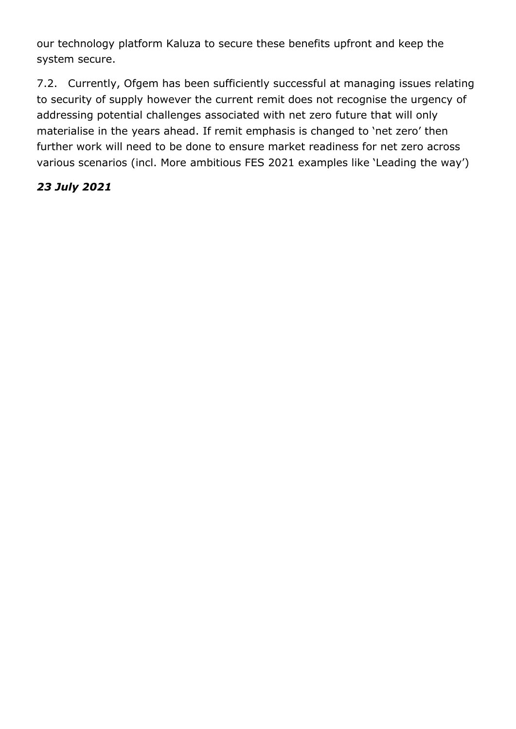our technology platform Kaluza to secure these benefits upfront and keep the system secure.

7.2. Currently, Ofgem has been sufficiently successful at managing issues relating to security of supply however the current remit does not recognise the urgency of addressing potential challenges associated with net zero future that will only materialise in the years ahead. If remit emphasis is changed to 'net zero' then further work will need to be done to ensure market readiness for net zero across various scenarios (incl. More ambitious FES 2021 examples like 'Leading the way')

***23 July 2021***